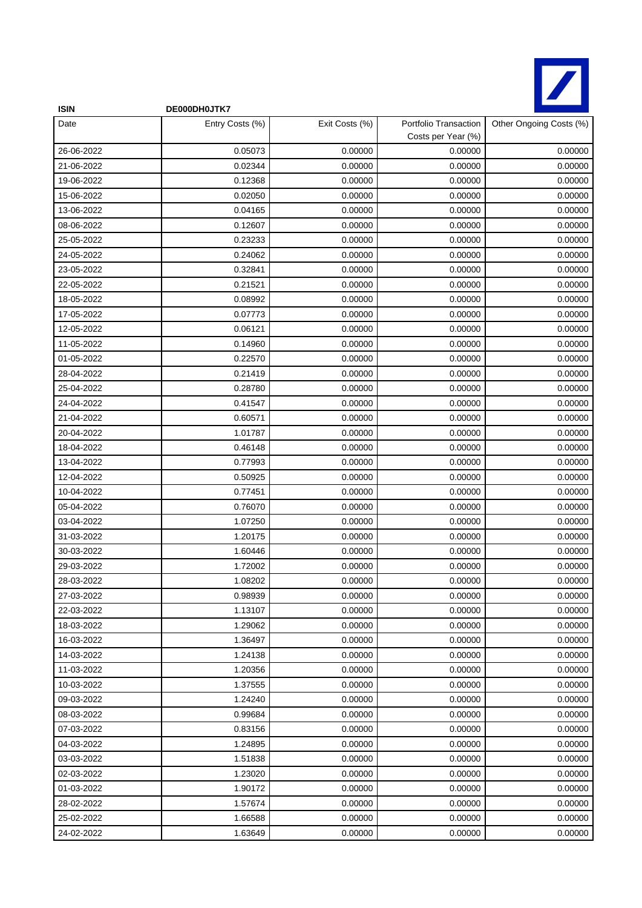| ISIN | DE000DH0JTK7 | | | |
|---|---|---|---|---|
| Date | Entry Costs (%) | Exit Costs (%) | Portfolio Transaction Costs per Year (%) | Other Ongoing Costs (%) |
| 26-06-2022 | 0.05073 | 0.00000 | 0.00000 | 0.00000 |
| 21-06-2022 | 0.02344 | 0.00000 | 0.00000 | 0.00000 |
| 19-06-2022 | 0.12368 | 0.00000 | 0.00000 | 0.00000 |
| 15-06-2022 | 0.02050 | 0.00000 | 0.00000 | 0.00000 |
| 13-06-2022 | 0.04165 | 0.00000 | 0.00000 | 0.00000 |
| 08-06-2022 | 0.12607 | 0.00000 | 0.00000 | 0.00000 |
| 25-05-2022 | 0.23233 | 0.00000 | 0.00000 | 0.00000 |
| 24-05-2022 | 0.24062 | 0.00000 | 0.00000 | 0.00000 |
| 23-05-2022 | 0.32841 | 0.00000 | 0.00000 | 0.00000 |
| 22-05-2022 | 0.21521 | 0.00000 | 0.00000 | 0.00000 |
| 18-05-2022 | 0.08992 | 0.00000 | 0.00000 | 0.00000 |
| 17-05-2022 | 0.07773 | 0.00000 | 0.00000 | 0.00000 |
| 12-05-2022 | 0.06121 | 0.00000 | 0.00000 | 0.00000 |
| 11-05-2022 | 0.14960 | 0.00000 | 0.00000 | 0.00000 |
| 01-05-2022 | 0.22570 | 0.00000 | 0.00000 | 0.00000 |
| 28-04-2022 | 0.21419 | 0.00000 | 0.00000 | 0.00000 |
| 25-04-2022 | 0.28780 | 0.00000 | 0.00000 | 0.00000 |
| 24-04-2022 | 0.41547 | 0.00000 | 0.00000 | 0.00000 |
| 21-04-2022 | 0.60571 | 0.00000 | 0.00000 | 0.00000 |
| 20-04-2022 | 1.01787 | 0.00000 | 0.00000 | 0.00000 |
| 18-04-2022 | 0.46148 | 0.00000 | 0.00000 | 0.00000 |
| 13-04-2022 | 0.77993 | 0.00000 | 0.00000 | 0.00000 |
| 12-04-2022 | 0.50925 | 0.00000 | 0.00000 | 0.00000 |
| 10-04-2022 | 0.77451 | 0.00000 | 0.00000 | 0.00000 |
| 05-04-2022 | 0.76070 | 0.00000 | 0.00000 | 0.00000 |
| 03-04-2022 | 1.07250 | 0.00000 | 0.00000 | 0.00000 |
| 31-03-2022 | 1.20175 | 0.00000 | 0.00000 | 0.00000 |
| 30-03-2022 | 1.60446 | 0.00000 | 0.00000 | 0.00000 |
| 29-03-2022 | 1.72002 | 0.00000 | 0.00000 | 0.00000 |
| 28-03-2022 | 1.08202 | 0.00000 | 0.00000 | 0.00000 |
| 27-03-2022 | 0.98939 | 0.00000 | 0.00000 | 0.00000 |
| 22-03-2022 | 1.13107 | 0.00000 | 0.00000 | 0.00000 |
| 18-03-2022 | 1.29062 | 0.00000 | 0.00000 | 0.00000 |
| 16-03-2022 | 1.36497 | 0.00000 | 0.00000 | 0.00000 |
| 14-03-2022 | 1.24138 | 0.00000 | 0.00000 | 0.00000 |
| 11-03-2022 | 1.20356 | 0.00000 | 0.00000 | 0.00000 |
| 10-03-2022 | 1.37555 | 0.00000 | 0.00000 | 0.00000 |
| 09-03-2022 | 1.24240 | 0.00000 | 0.00000 | 0.00000 |
| 08-03-2022 | 0.99684 | 0.00000 | 0.00000 | 0.00000 |
| 07-03-2022 | 0.83156 | 0.00000 | 0.00000 | 0.00000 |
| 04-03-2022 | 1.24895 | 0.00000 | 0.00000 | 0.00000 |
| 03-03-2022 | 1.51838 | 0.00000 | 0.00000 | 0.00000 |
| 02-03-2022 | 1.23020 | 0.00000 | 0.00000 | 0.00000 |
| 01-03-2022 | 1.90172 | 0.00000 | 0.00000 | 0.00000 |
| 28-02-2022 | 1.57674 | 0.00000 | 0.00000 | 0.00000 |
| 25-02-2022 | 1.66588 | 0.00000 | 0.00000 | 0.00000 |
| 24-02-2022 | 1.63649 | 0.00000 | 0.00000 | 0.00000 |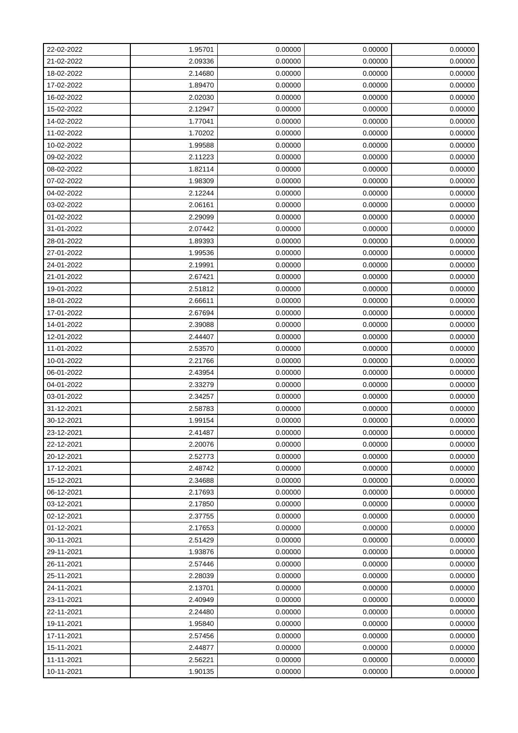| | | | | |
|---|---|---|---|---|
| 22-02-2022 | 1.95701 | 0.00000 | 0.00000 | 0.00000 |
| 21-02-2022 | 2.09336 | 0.00000 | 0.00000 | 0.00000 |
| 18-02-2022 | 2.14680 | 0.00000 | 0.00000 | 0.00000 |
| 17-02-2022 | 1.89470 | 0.00000 | 0.00000 | 0.00000 |
| 16-02-2022 | 2.02030 | 0.00000 | 0.00000 | 0.00000 |
| 15-02-2022 | 2.12947 | 0.00000 | 0.00000 | 0.00000 |
| 14-02-2022 | 1.77041 | 0.00000 | 0.00000 | 0.00000 |
| 11-02-2022 | 1.70202 | 0.00000 | 0.00000 | 0.00000 |
| 10-02-2022 | 1.99588 | 0.00000 | 0.00000 | 0.00000 |
| 09-02-2022 | 2.11223 | 0.00000 | 0.00000 | 0.00000 |
| 08-02-2022 | 1.82114 | 0.00000 | 0.00000 | 0.00000 |
| 07-02-2022 | 1.98309 | 0.00000 | 0.00000 | 0.00000 |
| 04-02-2022 | 2.12244 | 0.00000 | 0.00000 | 0.00000 |
| 03-02-2022 | 2.06161 | 0.00000 | 0.00000 | 0.00000 |
| 01-02-2022 | 2.29099 | 0.00000 | 0.00000 | 0.00000 |
| 31-01-2022 | 2.07442 | 0.00000 | 0.00000 | 0.00000 |
| 28-01-2022 | 1.89393 | 0.00000 | 0.00000 | 0.00000 |
| 27-01-2022 | 1.99536 | 0.00000 | 0.00000 | 0.00000 |
| 24-01-2022 | 2.19991 | 0.00000 | 0.00000 | 0.00000 |
| 21-01-2022 | 2.67421 | 0.00000 | 0.00000 | 0.00000 |
| 19-01-2022 | 2.51812 | 0.00000 | 0.00000 | 0.00000 |
| 18-01-2022 | 2.66611 | 0.00000 | 0.00000 | 0.00000 |
| 17-01-2022 | 2.67694 | 0.00000 | 0.00000 | 0.00000 |
| 14-01-2022 | 2.39088 | 0.00000 | 0.00000 | 0.00000 |
| 12-01-2022 | 2.44407 | 0.00000 | 0.00000 | 0.00000 |
| 11-01-2022 | 2.53570 | 0.00000 | 0.00000 | 0.00000 |
| 10-01-2022 | 2.21766 | 0.00000 | 0.00000 | 0.00000 |
| 06-01-2022 | 2.43954 | 0.00000 | 0.00000 | 0.00000 |
| 04-01-2022 | 2.33279 | 0.00000 | 0.00000 | 0.00000 |
| 03-01-2022 | 2.34257 | 0.00000 | 0.00000 | 0.00000 |
| 31-12-2021 | 2.58783 | 0.00000 | 0.00000 | 0.00000 |
| 30-12-2021 | 1.99154 | 0.00000 | 0.00000 | 0.00000 |
| 23-12-2021 | 2.41487 | 0.00000 | 0.00000 | 0.00000 |
| 22-12-2021 | 2.20076 | 0.00000 | 0.00000 | 0.00000 |
| 20-12-2021 | 2.52773 | 0.00000 | 0.00000 | 0.00000 |
| 17-12-2021 | 2.48742 | 0.00000 | 0.00000 | 0.00000 |
| 15-12-2021 | 2.34688 | 0.00000 | 0.00000 | 0.00000 |
| 06-12-2021 | 2.17693 | 0.00000 | 0.00000 | 0.00000 |
| 03-12-2021 | 2.17850 | 0.00000 | 0.00000 | 0.00000 |
| 02-12-2021 | 2.37755 | 0.00000 | 0.00000 | 0.00000 |
| 01-12-2021 | 2.17653 | 0.00000 | 0.00000 | 0.00000 |
| 30-11-2021 | 2.51429 | 0.00000 | 0.00000 | 0.00000 |
| 29-11-2021 | 1.93876 | 0.00000 | 0.00000 | 0.00000 |
| 26-11-2021 | 2.57446 | 0.00000 | 0.00000 | 0.00000 |
| 25-11-2021 | 2.28039 | 0.00000 | 0.00000 | 0.00000 |
| 24-11-2021 | 2.13701 | 0.00000 | 0.00000 | 0.00000 |
| 23-11-2021 | 2.40949 | 0.00000 | 0.00000 | 0.00000 |
| 22-11-2021 | 2.24480 | 0.00000 | 0.00000 | 0.00000 |
| 19-11-2021 | 1.95840 | 0.00000 | 0.00000 | 0.00000 |
| 17-11-2021 | 2.57456 | 0.00000 | 0.00000 | 0.00000 |
| 15-11-2021 | 2.44877 | 0.00000 | 0.00000 | 0.00000 |
| 11-11-2021 | 2.56221 | 0.00000 | 0.00000 | 0.00000 |
| 10-11-2021 | 1.90135 | 0.00000 | 0.00000 | 0.00000 |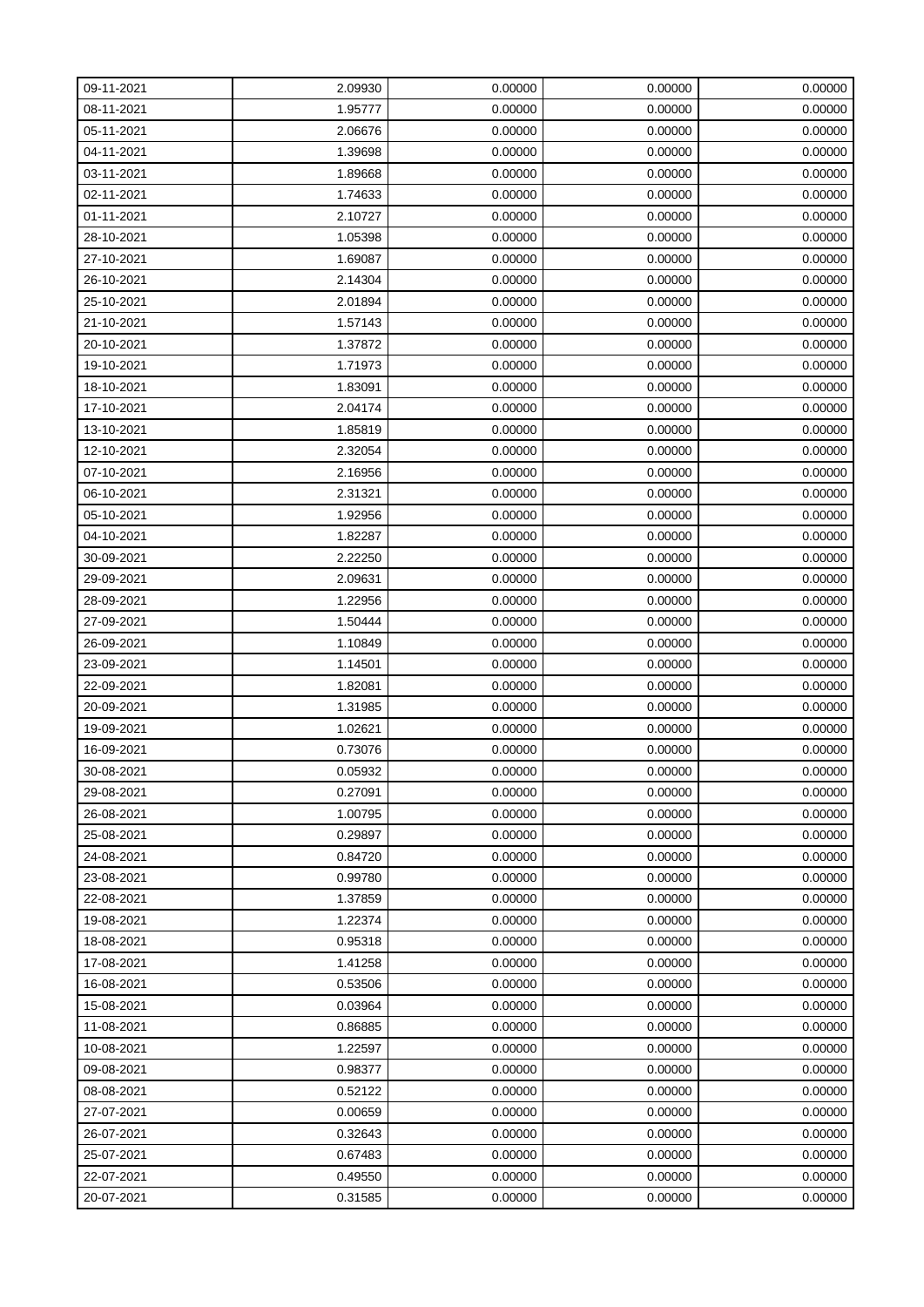| 09-11-2021 | 2.09930 | 0.00000 | 0.00000 | 0.00000 |
|---|---|---|---|---|
| 08-11-2021 | 1.95777 | 0.00000 | 0.00000 | 0.00000 |
| 05-11-2021 | 2.06676 | 0.00000 | 0.00000 | 0.00000 |
| 04-11-2021 | 1.39698 | 0.00000 | 0.00000 | 0.00000 |
| 03-11-2021 | 1.89668 | 0.00000 | 0.00000 | 0.00000 |
| 02-11-2021 | 1.74633 | 0.00000 | 0.00000 | 0.00000 |
| 01-11-2021 | 2.10727 | 0.00000 | 0.00000 | 0.00000 |
| 28-10-2021 | 1.05398 | 0.00000 | 0.00000 | 0.00000 |
| 27-10-2021 | 1.69087 | 0.00000 | 0.00000 | 0.00000 |
| 26-10-2021 | 2.14304 | 0.00000 | 0.00000 | 0.00000 |
| 25-10-2021 | 2.01894 | 0.00000 | 0.00000 | 0.00000 |
| 21-10-2021 | 1.57143 | 0.00000 | 0.00000 | 0.00000 |
| 20-10-2021 | 1.37872 | 0.00000 | 0.00000 | 0.00000 |
| 19-10-2021 | 1.71973 | 0.00000 | 0.00000 | 0.00000 |
| 18-10-2021 | 1.83091 | 0.00000 | 0.00000 | 0.00000 |
| 17-10-2021 | 2.04174 | 0.00000 | 0.00000 | 0.00000 |
| 13-10-2021 | 1.85819 | 0.00000 | 0.00000 | 0.00000 |
| 12-10-2021 | 2.32054 | 0.00000 | 0.00000 | 0.00000 |
| 07-10-2021 | 2.16956 | 0.00000 | 0.00000 | 0.00000 |
| 06-10-2021 | 2.31321 | 0.00000 | 0.00000 | 0.00000 |
| 05-10-2021 | 1.92956 | 0.00000 | 0.00000 | 0.00000 |
| 04-10-2021 | 1.82287 | 0.00000 | 0.00000 | 0.00000 |
| 30-09-2021 | 2.22250 | 0.00000 | 0.00000 | 0.00000 |
| 29-09-2021 | 2.09631 | 0.00000 | 0.00000 | 0.00000 |
| 28-09-2021 | 1.22956 | 0.00000 | 0.00000 | 0.00000 |
| 27-09-2021 | 1.50444 | 0.00000 | 0.00000 | 0.00000 |
| 26-09-2021 | 1.10849 | 0.00000 | 0.00000 | 0.00000 |
| 23-09-2021 | 1.14501 | 0.00000 | 0.00000 | 0.00000 |
| 22-09-2021 | 1.82081 | 0.00000 | 0.00000 | 0.00000 |
| 20-09-2021 | 1.31985 | 0.00000 | 0.00000 | 0.00000 |
| 19-09-2021 | 1.02621 | 0.00000 | 0.00000 | 0.00000 |
| 16-09-2021 | 0.73076 | 0.00000 | 0.00000 | 0.00000 |
| 30-08-2021 | 0.05932 | 0.00000 | 0.00000 | 0.00000 |
| 29-08-2021 | 0.27091 | 0.00000 | 0.00000 | 0.00000 |
| 26-08-2021 | 1.00795 | 0.00000 | 0.00000 | 0.00000 |
| 25-08-2021 | 0.29897 | 0.00000 | 0.00000 | 0.00000 |
| 24-08-2021 | 0.84720 | 0.00000 | 0.00000 | 0.00000 |
| 23-08-2021 | 0.99780 | 0.00000 | 0.00000 | 0.00000 |
| 22-08-2021 | 1.37859 | 0.00000 | 0.00000 | 0.00000 |
| 19-08-2021 | 1.22374 | 0.00000 | 0.00000 | 0.00000 |
| 18-08-2021 | 0.95318 | 0.00000 | 0.00000 | 0.00000 |
| 17-08-2021 | 1.41258 | 0.00000 | 0.00000 | 0.00000 |
| 16-08-2021 | 0.53506 | 0.00000 | 0.00000 | 0.00000 |
| 15-08-2021 | 0.03964 | 0.00000 | 0.00000 | 0.00000 |
| 11-08-2021 | 0.86885 | 0.00000 | 0.00000 | 0.00000 |
| 10-08-2021 | 1.22597 | 0.00000 | 0.00000 | 0.00000 |
| 09-08-2021 | 0.98377 | 0.00000 | 0.00000 | 0.00000 |
| 08-08-2021 | 0.52122 | 0.00000 | 0.00000 | 0.00000 |
| 27-07-2021 | 0.00659 | 0.00000 | 0.00000 | 0.00000 |
| 26-07-2021 | 0.32643 | 0.00000 | 0.00000 | 0.00000 |
| 25-07-2021 | 0.67483 | 0.00000 | 0.00000 | 0.00000 |
| 22-07-2021 | 0.49550 | 0.00000 | 0.00000 | 0.00000 |
| 20-07-2021 | 0.31585 | 0.00000 | 0.00000 | 0.00000 |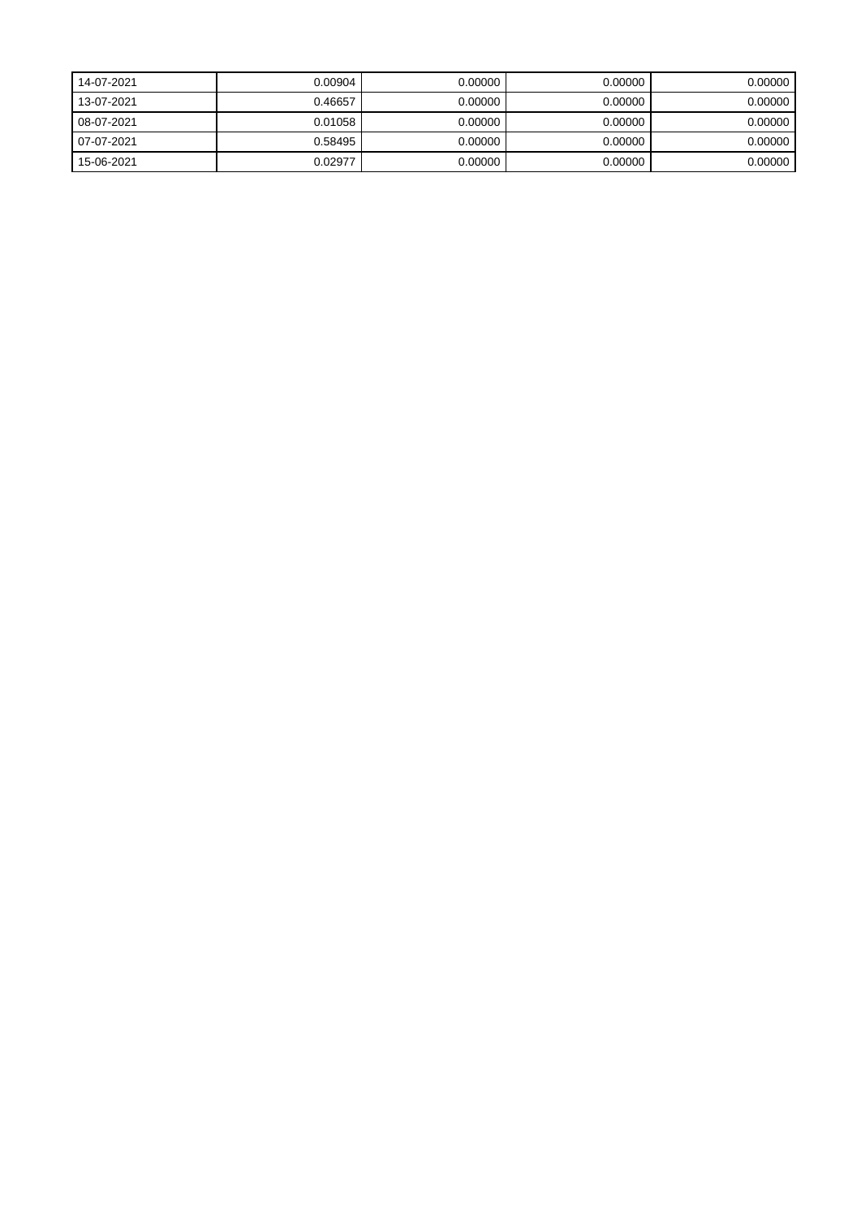| | | | | |
|---|---|---|---|---|
| 14-07-2021 | 0.00904 | 0.00000 | 0.00000 | 0.00000 |
| 13-07-2021 | 0.46657 | 0.00000 | 0.00000 | 0.00000 |
| 08-07-2021 | 0.01058 | 0.00000 | 0.00000 | 0.00000 |
| 07-07-2021 | 0.58495 | 0.00000 | 0.00000 | 0.00000 |
| 15-06-2021 | 0.02977 | 0.00000 | 0.00000 | 0.00000 |